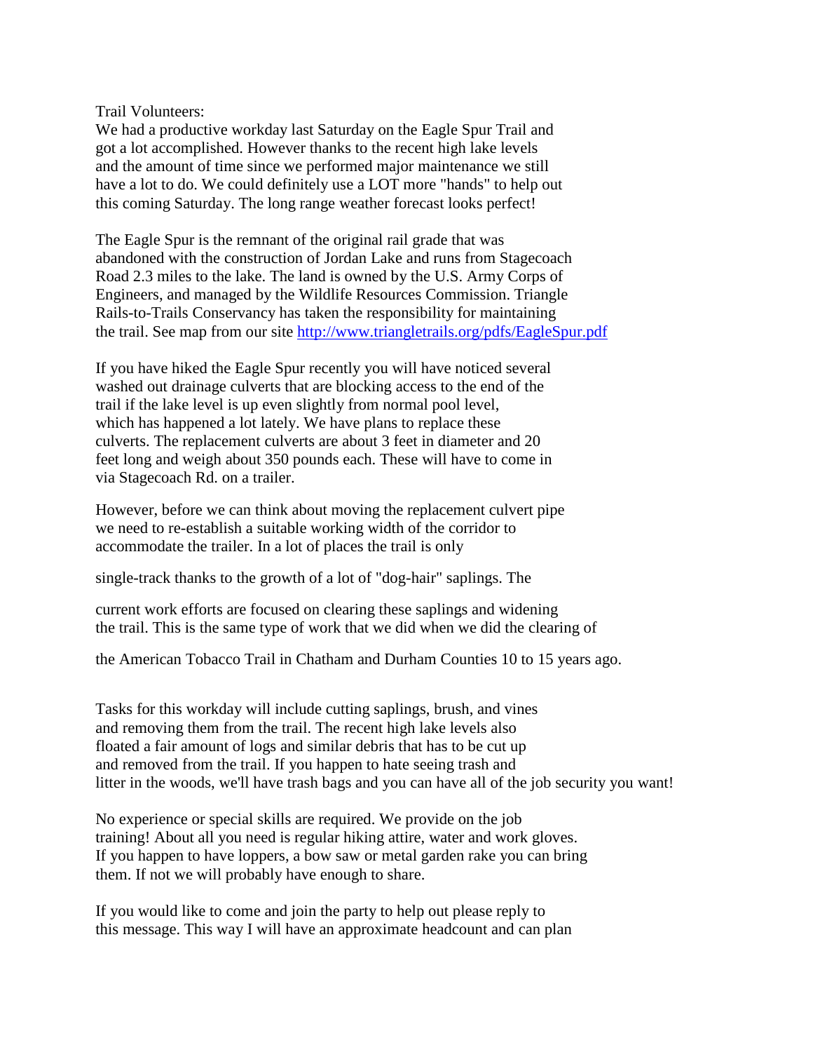Trail Volunteers:
We had a productive workday last Saturday on the Eagle Spur Trail and got a lot accomplished. However thanks to the recent high lake levels and the amount of time since we performed major maintenance we still have a lot to do. We could definitely use a LOT more "hands" to help out this coming Saturday. The long range weather forecast looks perfect!

The Eagle Spur is the remnant of the original rail grade that was abandoned with the construction of Jordan Lake and runs from Stagecoach Road 2.3 miles to the lake. The land is owned by the U.S. Army Corps of Engineers, and managed by the Wildlife Resources Commission. Triangle Rails-to-Trails Conservancy has taken the responsibility for maintaining the trail. See map from our site [http://www.triangletrails.org/pdfs/EagleSpur.pdf](http://www.triangletrails.org/pdfs/EagleSpur.pdf)

If you have hiked the Eagle Spur recently you will have noticed several washed out drainage culverts that are blocking access to the end of the trail if the lake level is up even slightly from normal pool level, which has happened a lot lately. We have plans to replace these culverts. The replacement culverts are about 3 feet in diameter and 20 feet long and weigh about 350 pounds each. These will have to come in via Stagecoach Rd. on a trailer.

However, before we can think about moving the replacement culvert pipe we need to re-establish a suitable working width of the corridor to accommodate the trailer. In a lot of places the trail is only single-track thanks to the growth of a lot of "dog-hair" saplings. The current work efforts are focused on clearing these saplings and widening the trail. This is the same type of work that we did when we did the clearing of the American Tobacco Trail in Chatham and Durham Counties 10 to 15 years ago.

Tasks for this workday will include cutting saplings, brush, and vines and removing them from the trail. The recent high lake levels also floated a fair amount of logs and similar debris that has to be cut up and removed from the trail. If you happen to hate seeing trash and litter in the woods, we'll have trash bags and you can have all of the job security you want!

No experience or special skills are required. We provide on the job training! About all you need is regular hiking attire, water and work gloves. If you happen to have loppers, a bow saw or metal garden rake you can bring them. If not we will probably have enough to share.

If you would like to come and join the party to help out please reply to this message. This way I will have an approximate headcount and can plan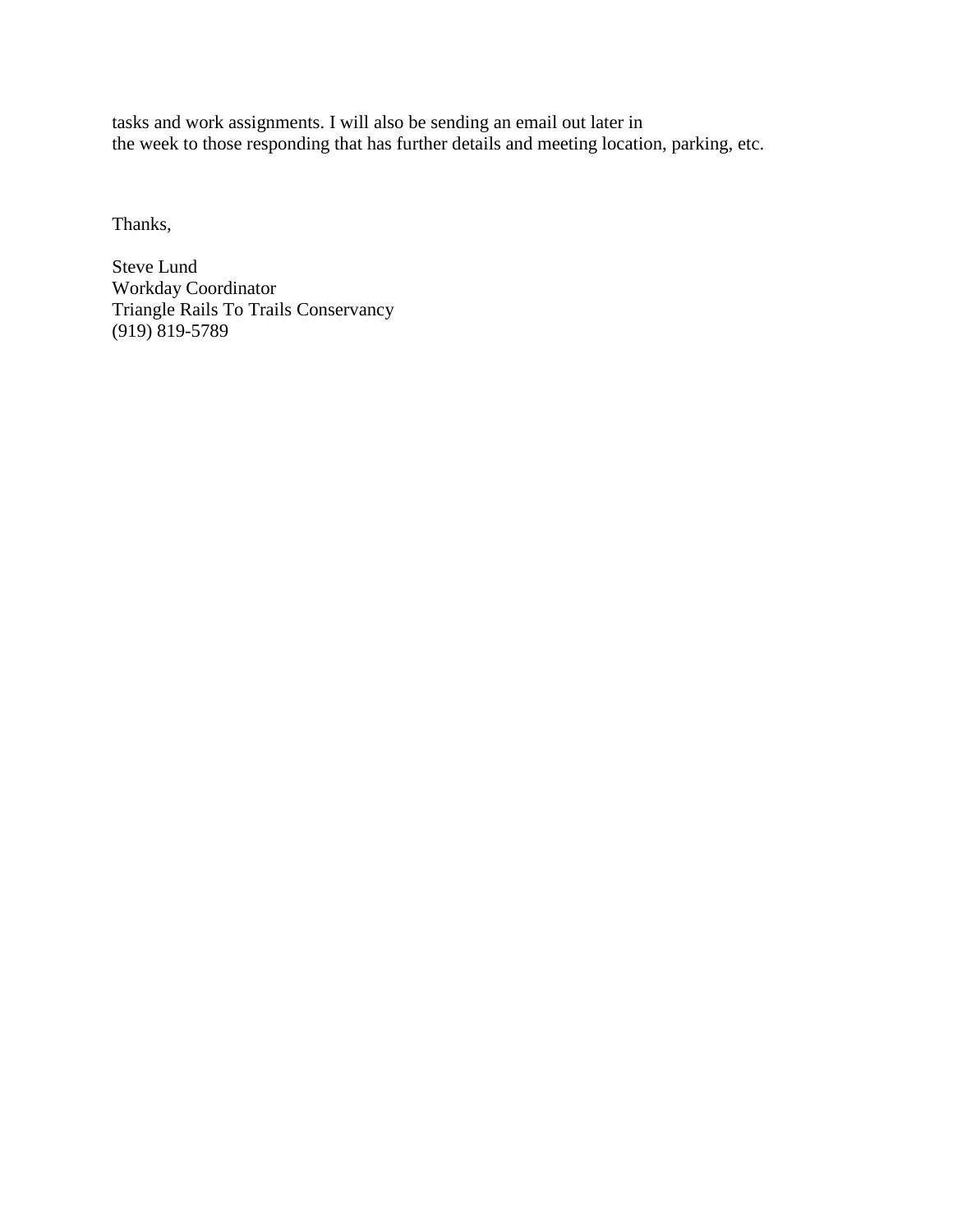tasks and work assignments. I will also be sending an email out later in
the week to those responding that has further details and meeting location, parking, etc.

Thanks,

Steve Lund
Workday Coordinator
Triangle Rails To Trails Conservancy
(919) 819-5789